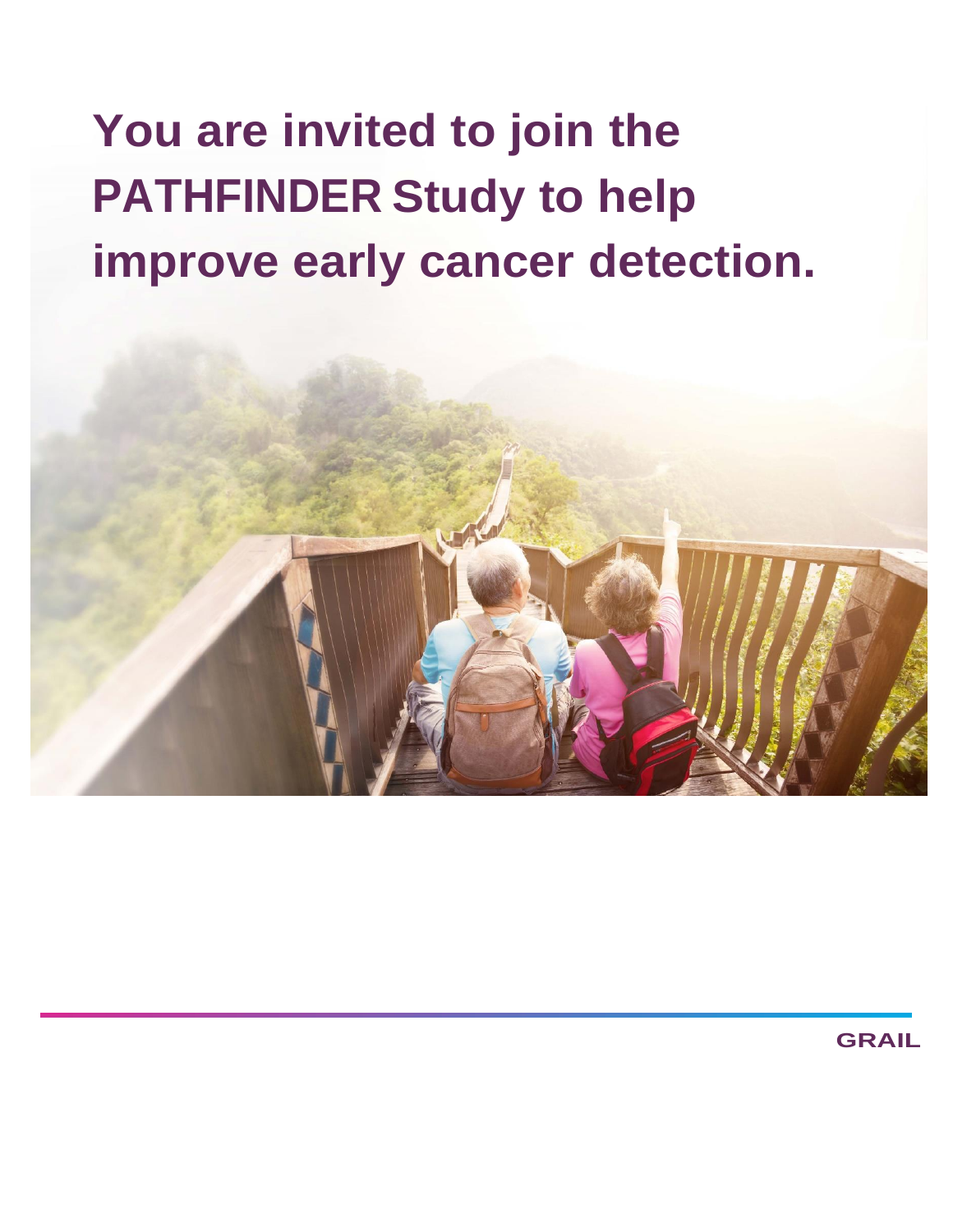# You are invited to join the PATHFINDER Study to help improve early cancer detection.

GRAIL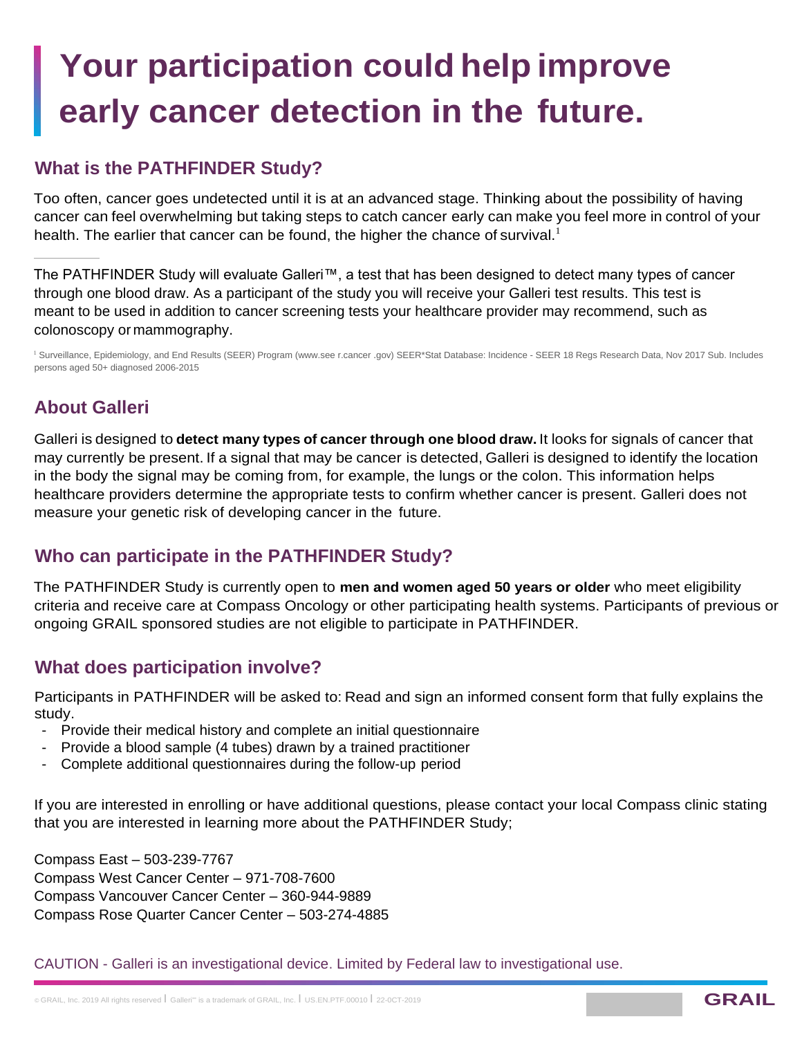# Your participation could help improve early cancer detection in the future.

## What is the PATHFINDER Study?

Too often, cancer goes undetected until it is at an advanced stage. Thinking about the possibility of having cancer can feel overwhelming but taking steps to catch cancer early can make you feel more in control of your health. The earlier that cancer can be found, the higher the chance of survival.[1]

The PATHFINDER Study will evaluate Galleri™, a test that has been designed to detect many types of cancer through one blood draw. As a participant of the study you will receive your Galleri test results. This test is meant to be used in addition to cancer screening tests your healthcare provider may recommend, such as colonoscopy or mammography.

[1] Surveillance, Epidemiology, and End Results (SEER) Program (www.see r.cancer .gov) SEER*Stat Database: Incidence - SEER 18 Regs Research Data, Nov 2017 Sub. Includes persons aged 50+ diagnosed 2006-2015

## About Galleri

Galleri is designed to **detect many types of cancer through one blood draw.** It looks for signals of cancer that may currently be present. If a signal that may be cancer is detected, Galleri is designed to identify the location in the body the signal may be coming from, for example, the lungs or the colon. This information helps healthcare providers determine the appropriate tests to confirm whether cancer is present. Galleri does not measure your genetic risk of developing cancer in the future.

## Who can participate in the PATHFINDER Study?

The PATHFINDER Study is currently open to **men and women aged 50 years or older** who meet eligibility criteria and receive care at Compass Oncology or other participating health systems. Participants of previous or ongoing GRAIL sponsored studies are not eligible to participate in PATHFINDER.

## What does participation involve?

Participants in PATHFINDER will be asked to: Read and sign an informed consent form that fully explains the study.

- Provide their medical history and complete an initial questionnaire
- Provide a blood sample (4 tubes) drawn by a trained practitioner
- Complete additional questionnaires during the follow-up period

If you are interested in enrolling or have additional questions, please contact your local Compass clinic stating that you are interested in learning more about the PATHFINDER Study;

Compass East – 503-239-7767
Compass West Cancer Center – 971-708-7600
Compass Vancouver Cancer Center – 360-944-9889
Compass Rose Quarter Cancer Center – 503-274-4885

CAUTION - Galleri is an investigational device. Limited by Federal law to investigational use.

© GRAIL, Inc. 2019 All rights reserved | Galleri™ is a trademark of GRAIL, Inc. | US.EN.PTF.00010 | 22-OCT-2019

GRAIL